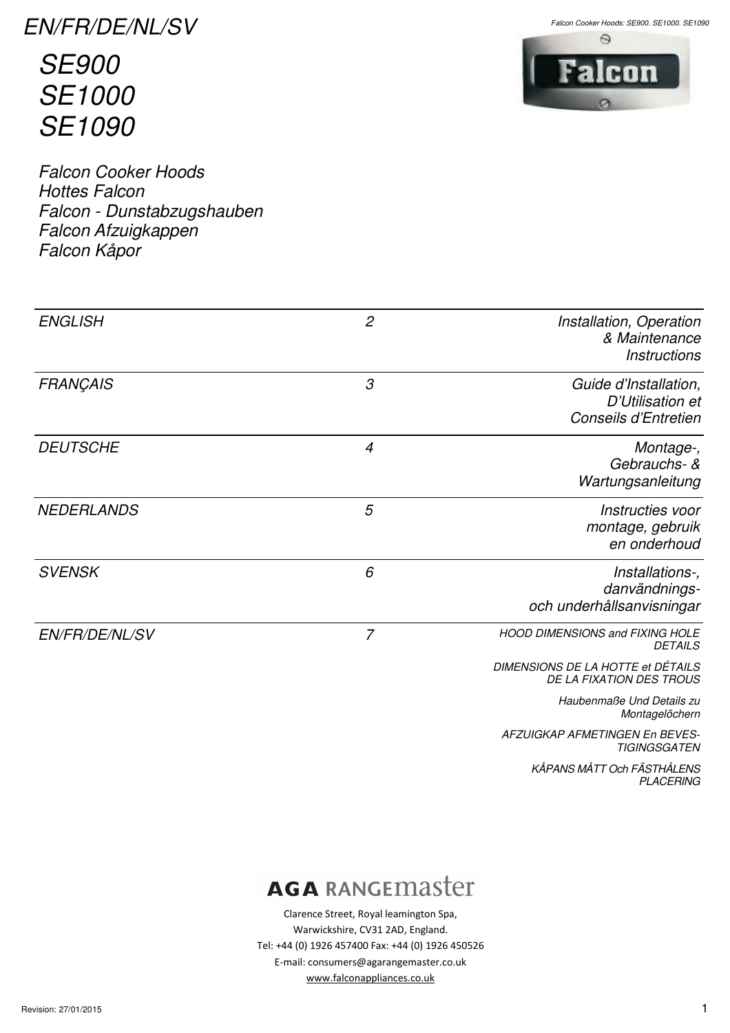EN/FR/DE/NL/SV

# SE900
# SE1000
# SE1090

*Falcon Cooker Hoods*
*Hottes Falcon*
*Falcon - Dunstabzugshauben*
*Falcon Afzuigkappen*
*Falcon Kåpor*

| | | |
|---|---|---|
| ENGLISH | 2 | Installation, Operation & Maintenance Instructions |
| FRANÇAIS | 3 | Guide d'Installation, D'Utilisation et Conseils d'Entretien |
| DEUTSCHE | 4 | Montage-, Gebrauchs- & Wartungsanleitung |
| NEDERLANDS | 5 | Instructies voor montage, gebruik en onderhoud |
| SVENSK | 6 | Installations-, danvändnings- och underhållsanvisningar |
| EN/FR/DE/NL/SV | 7 | HOOD DIMENSIONS and FIXING HOLE DETAILS<br>DIMENSIONS DE LA HOTTE et DÉTAILS DE LA FIXATION DES TROUS<br>Haubenmaße Und Details zu Montagelöchern<br>AFZUIGKAP AFMETINGEN En BEVESTIGINGSGATEN<br>KÅPANS MÅTT Och FÄSTHÅLENS PLACERING |

AGA RANGEmaster

Clarence Street, Royal leamington Spa,
Warwickshire, CV31 2AD, England.
Tel: +44 (0) 1926 457400 Fax: +44 (0) 1926 450526
E-mail: consumers@agarangemaster.co.uk
www.falconappliances.co.uk

Revision: 27/01/2015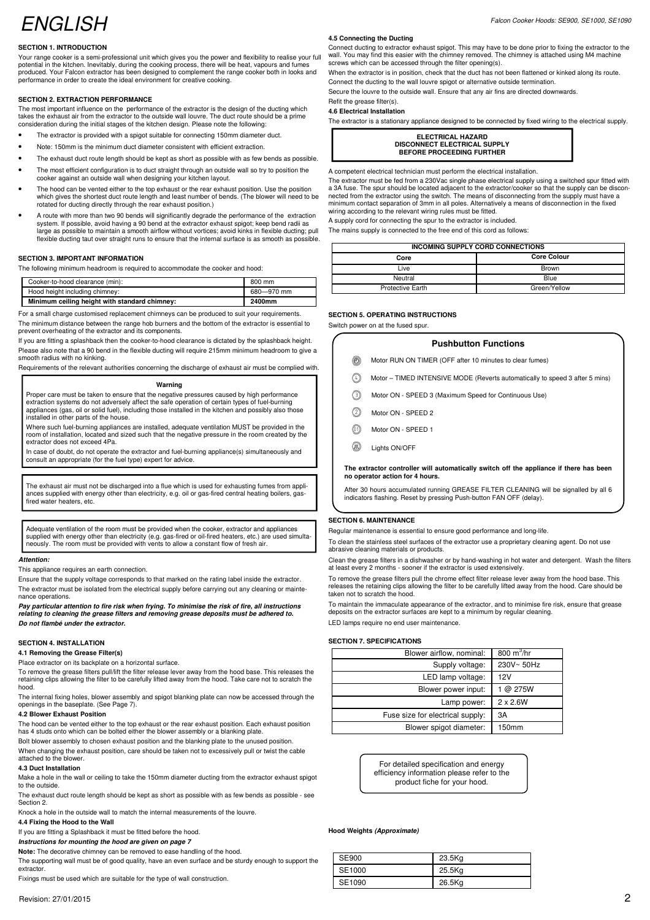# ENGLISH

### SECTION 1. INTRODUCTION

Your range cooker is a semi-professional unit which gives you the power and flexibility to realise your full potential in the kitchen. Inevitably, during the cooking process, there will be heat, vapours and fumes produced. Your Falcon extractor has been designed to complement the range cooker both in looks and performance in order to create the ideal environment for creative cooking.

### SECTION 2. EXTRACTION PERFORMANCE

The most important influence on the performance of the extractor is the design of the ducting which takes the exhaust air from the extractor to the outside wall louvre. The duct route should be a prime consideration during the initial stages of the kitchen design. Please note the following:

- The extractor is provided with a spigot suitable for connecting 150mm diameter duct.
- Note: 150mm is the minimum duct diameter consistent with efficient extraction.
- The exhaust duct route length should be kept as short as possible with as few bends as possible.
- The most efficient configuration is to duct straight through an outside wall so try to position the cooker against an outside wall when designing your kitchen layout.
- The hood can be vented either to the top exhaust or the rear exhaust position. Use the position which gives the shortest duct route length and least number of bends. (The blower will need to be rotated for ducting directly through the rear exhaust position.)
- A route with more than two 90 bends will significantly degrade the performance of the extraction system. If possible, avoid having a 90 bend at the extractor exhaust spigot; keep bend radii as large as possible to maintain a smooth airflow without vortices; avoid kinks in flexible ducting; pull flexible ducting taut over straight runs to ensure that the internal surface is as smooth as possible.

### SECTION 3. IMPORTANT INFORMATION

The following minimum headroom is required to accommodate the cooker and hood:

| | |
|---|---|
| Cooker-to-hood clearance (min): | 800 mm |
| Hood height including chimney: | 680—970 mm |
| **Minimum ceiling height with standard chimney:** | **2400mm** |

For a small charge customised replacement chimneys can be produced to suit your requirements.

The minimum distance between the range hob burners and the bottom of the extractor is essential to prevent overheating of the extractor and its components.

If you are fitting a splashback then the cooker-to-hood clearance is dictated by the splashback height.

Please also note that a 90 bend in the flexible ducting will require 215mm minimum headroom to give a smooth radius with no kinking.

Requirements of the relevant authorities concerning the discharge of exhaust air must be complied with.

**Warning**

Proper care must be taken to ensure that the negative pressures caused by high performance extraction systems do not adversely affect the safe operation of certain types of fuel-burning appliances (gas, oil or solid fuel), including those installed in the kitchen and possibly also those installed in other parts of the house.

Where such fuel-burning appliances are installed, adequate ventilation MUST be provided in the room of installation, located and sized such that the negative pressure in the room created by the extractor does not exceed 4Pa.

In case of doubt, do not operate the extractor and fuel-burning appliance(s) simultaneously and consult an appropriate (for the fuel type) expert for advice.

The exhaust air must not be discharged into a flue which is used for exhausting fumes from appliances supplied with energy other than electricity, e.g. oil or gas-fired central heating boilers, gas-fired water heaters, etc.

Adequate ventilation of the room must be provided when the cooker, extractor and appliances supplied with energy other than electricity (e.g. gas-fired or oil-fired heaters, etc.) are used simultaneously. The room must be provided with vents to allow a constant flow of fresh air.

***Attention:***

This appliance requires an earth connection.

Ensure that the supply voltage corresponds to that marked on the rating label inside the extractor.

The extractor must be isolated from the electrical supply before carrying out any cleaning or maintenance operations.

***Pay particular attention to fire risk when frying. To minimise the risk of fire, all instructions relating to cleaning the grease filters and removing grease deposits must be adhered to.***

***Do not flambé under the extractor.***

### SECTION 4. INSTALLATION

#### 4.1 Removing the Grease Filter(s)

Place extractor on its backplate on a horizontal surface.

To remove the grease filters pull/lift the filter release lever away from the hood base. This releases the retaining clips allowing the filter to be carefully lifted away from the hood. Take care not to scratch the hood.

The internal fixing holes, blower assembly and spigot blanking plate can now be accessed through the openings in the baseplate. (See Page 7).

#### 4.2 Blower Exhaust Position

The hood can be vented either to the top exhaust or the rear exhaust position. Each exhaust position has 4 studs onto which can be bolted either the blower assembly or a blanking plate.

Bolt blower assembly to chosen exhaust position and the blanking plate to the unused position.

When changing the exhaust position, care should be taken not to excessively pull or twist the cable attached to the blower.

#### 4.3 Duct Installation

Make a hole in the wall or ceiling to take the 150mm diameter ducting from the extractor exhaust spigot to the outside.

The exhaust duct route length should be kept as short as possible with as few bends as possible - see Section 2.

Knock a hole in the outside wall to match the internal measurements of the louvre.

#### 4.4 Fixing the Hood to the Wall

If you are fitting a Splashback it must be fitted before the hood.

***Instructions for mounting the hood are given on page 7***

**Note:** The decorative chimney can be removed to ease handling of the hood.

The supporting wall must be of good quality, have an even surface and be sturdy enough to support the extractor.

Fixings must be used which are suitable for the type of wall construction.

#### 4.5 Connecting the Ducting

Connect ducting to extractor exhaust spigot. This may have to be done prior to fixing the extractor to the wall. You may find this easier with the chimney removed. The chimney is attached using M4 machine screws which can be accessed through the filter opening(s).

When the extractor is in position, check that the duct has not been flattened or kinked along its route.

Connect the ducting to the wall louvre spigot or alternative outside termination.

Secure the louvre to the outside wall. Ensure that any air fins are directed downwards.

Refit the grease filter(s).

#### 4.6 Electrical Installation

The extractor is a stationary appliance designed to be connected by fixed wiring to the electrical supply.

**ELECTRICAL HAZARD**
**DISCONNECT ELECTRICAL SUPPLY**
**BEFORE PROCEEDING FURTHER**

A competent electrical technician must perform the electrical installation.

The extractor must be fed from a 230Vac single phase electrical supply using a switched spur fitted with a 3A fuse. The spur should be located adjacent to the extractor/cooker so that the supply can be disconnected from the extractor using the switch. The means of disconnecting from the supply must have a minimum contact separation of 3mm in all poles. Alternatively a means of disconnection in the fixed wiring according to the relevant wiring rules must be fitted.

A supply cord for connecting the spur to the extractor is included.

The mains supply is connected to the free end of this cord as follows:

| INCOMING SUPPLY CORD CONNECTIONS | |
|---|---|
| **Core** | **Core Colour** |
| Live | Brown |
| Neutral | Blue |
| Protective Earth | Green/Yellow |

### SECTION 5. OPERATING INSTRUCTIONS

Switch power on at the fused spur.

**Pushbutton Functions**

- Motor RUN ON TIMER (OFF after 10 minutes to clear fumes)
- Motor – TIMED INTENSIVE MODE (Reverts automatically to speed 3 after 5 mins)
- Motor ON - SPEED 3 (Maximum Speed for Continuous Use)
- Motor ON - SPEED 2
- Motor ON - SPEED 1
- Lights ON/OFF

**The extractor controller will automatically switch off the appliance if there has been no operator action for 4 hours.**

After 30 hours accumulated running GREASE FILTER CLEANING will be signalled by all 6 indicators flashing. Reset by pressing Push-button FAN OFF (delay).

### SECTION 6. MAINTENANCE

Regular maintenance is essential to ensure good performance and long-life.

To clean the stainless steel surfaces of the extractor use a proprietary cleaning agent. Do not use abrasive cleaning materials or products.

Clean the grease filters in a dishwasher or by hand-washing in hot water and detergent. Wash the filters at least every 2 months - sooner if the extractor is used extensively.

To remove the grease filters pull the chrome effect filter release lever away from the hood base. This releases the retaining clips allowing the filter to be carefully lifted away from the hood. Care should be taken not to scratch the hood.

To maintain the immaculate appearance of the extractor, and to minimise fire risk, ensure that grease deposits on the extractor surfaces are kept to a minimum by regular cleaning.

LED lamps require no end user maintenance.

### SECTION 7. SPECIFICATIONS

| | |
|---|---|
| Blower airflow, nominal: | 800 $m^3$/hr |
| Supply voltage: | 230V~ 50Hz |
| LED lamp voltage: | 12V |
| Blower power input: | 1 @ 275W |
| Lamp power: | 2 x 2.6W |
| Fuse size for electrical supply: | 3A |
| Blower spigot diameter: | 150mm |

For detailed specification and energy efficiency information please refer to the product fiche for your hood.

**Hood Weights *(Approximate)***

| | |
|---|---|
| SE900 | 23.5Kg |
| SE1000 | 25.5Kg |
| SE1090 | 26.5Kg |

Revision: 27/01/2015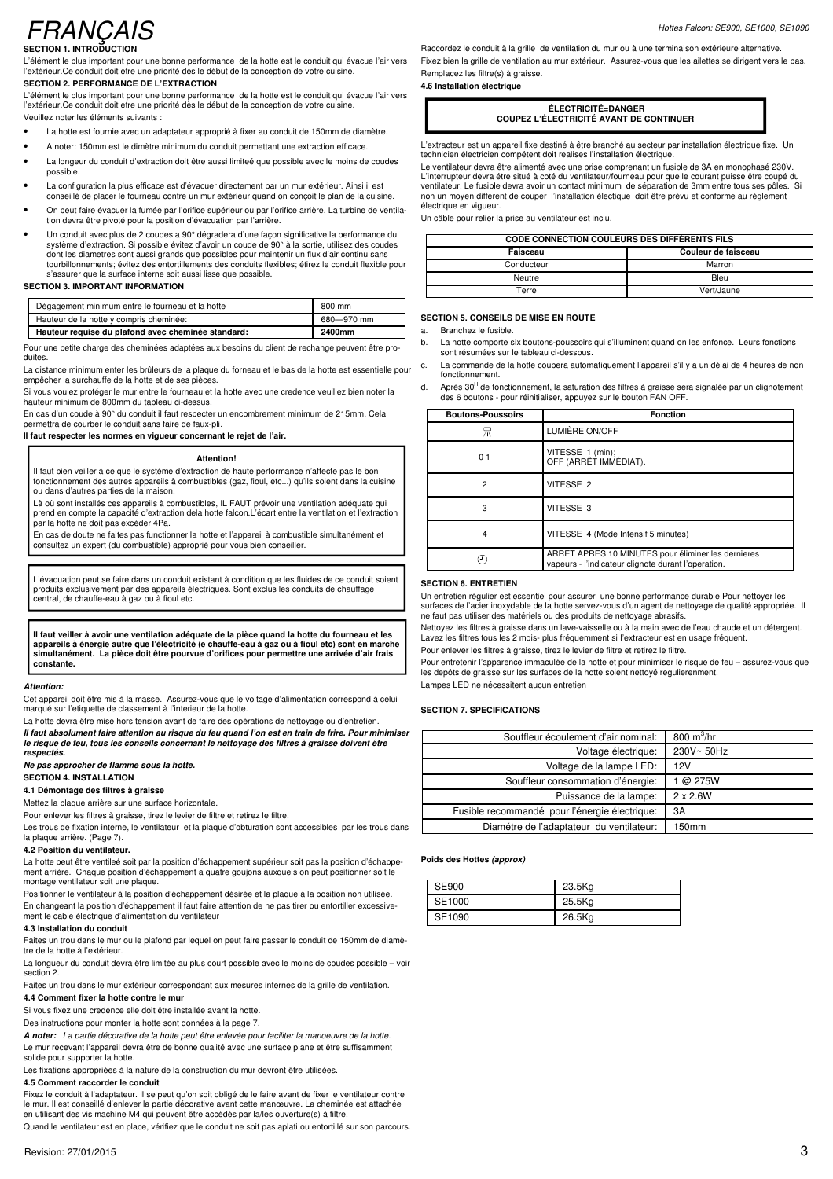# FRANÇAIS

## SECTION 1. INTRODUCTION

L'élément le plus important pour une bonne performance de la hotte est le conduit qui évacue l'air vers l'extérieur.Ce conduit doit etre une priorité dès le début de la conception de votre cuisine.

## SECTION 2. PERFORMANCE DE L'EXTRACTION

L'élément le plus important pour une bonne performance de la hotte est le conduit qui évacue l'air vers l'extérieur.Ce conduit doit etre une priorité dès le début de la conception de votre cuisine.

Veuillez noter les éléments suivants :

- La hotte est fournie avec un adaptateur approprié à fixer au conduit de 150mm de diamètre.
- A noter: 150mm est le dimètre minimum du conduit permettant une extraction efficace.
- La longeur du conduit d'extraction doit être aussi limiteé que possible avec le moins de coudes possible.
- La configuration la plus efficace est d'évacuer directement par un mur extérieur. Ainsi il est conseillé de placer le fourneau contre un mur extérieur quand on conçoit le plan de la cuisine.
- On peut faire évacuer la fumée par l'orifice supérieur ou par l'orifice arrière. La turbine de ventilation devra être pivoté pour la position d'évacuation par l'arrière.
- Un conduit avec plus de 2 coudes a 90° dégradera d'une façon significative la performance du système d'extraction. Si possible évitez d'avoir un coude de 90° à la sortie, utilisez des coudes dont les diametres sont aussi grands que possibles pour maintenir un flux d'air continu sans tourbillonnements; évitez des entortillements des conduits flexibles; étirez le conduit flexible pour s'assurer que la surface interne soit aussi lisse que possible.

## SECTION 3. IMPORTANT INFORMATION

| Dégagement minimum entre le fourneau et la hotte | 800 mm |
|---|---|
| Hauteur de la hotte y compris cheminée: | 680—970 mm |
| **Hauteur requise du plafond avec cheminée standard:** | **2400mm** |

Pour une petite charge des cheminées adaptées aux besoins du client de rechange peuvent être produites.

La distance minimum enter les brûleurs de la plaque du forneau et le bas de la hotte est essentielle pour empêcher la surchauffe de la hotte et de ses pièces.

Si vous voulez protéger le mur entre le fourneau et la hotte avec une credence veuillez bien noter la hauteur minimum de 800mm du tableau ci-dessus.

En cas d'un coude à 90° du conduit il faut respecter un encombrement minimum de 215mm. Cela permettra de courber le conduit sans faire de faux-pli.

**Il faut respecter les normes en vigueur concernant le rejet de l'air.**

**Attention!**

Il faut bien veiller à ce que le système d'extraction de haute performance n'affecte pas le bon fonctionnement des autres appareils à combustibles (gaz, fioul, etc...) qu'ils soient dans la cuisine ou dans d'autres parties de la maison.

Là où sont installés ces appareils à combustibles, IL FAUT prévoir une ventilation adéquate qui prend en compte la capacité d'extraction dela hotte falcon.L'écart entre la ventilation et l'extraction par la hotte ne doit pas excéder 4Pa.

En cas de doute ne faites pas fonctionner la hotte et l'appareil à combustible simultanément et consultez un expert (du combustible) approprié pour vous bien conseiller.

L'évacuation peut se faire dans un conduit existant à condition que les fluides de ce conduit soient produits exclusivement par des appareils électriques. Sont exclus les conduits de chauffage central, de chauffe-eau à gaz ou à fioul etc.

**Il faut veiller à avoir une ventilation adéquate de la pièce quand la hotte du fourneau et les appareils à énergie autre que l'électricité (e chauffe-eau à gaz ou à fioul etc) sont en marche simultanément. La pièce doit être pourvue d'orifices pour permettre une arrivée d'air frais constante.**

***Attention:***

Cet appareil doit être mis à la masse. Assurez-vous que le voltage d'alimentation correspond à celui marqué sur l'etiquette de classement à l'interieur de la hotte.

La hotte devra être mise hors tension avant de faire des opérations de nettoyage ou d'entretien.

***Il faut absolument faire attention au risque du feu quand l'on est en train de frire. Pour minimiser le risque de feu, tous les conseils concernant le nettoyage des filtres à graisse doivent être respectés.***

***Ne pas approcher de flamme sous la hotte.***

## SECTION 4. INSTALLATION

### 4.1 Démontage des filtres à graisse

Mettez la plaque arrière sur une surface horizontale.

Pour enlever les filtres à graisse, tirez le levier de filtre et retirez le filtre.

Les trous de fixation interne, le ventilateur et la plaque d'obturation sont accessibles par les trous dans la plaque arrière. (Page 7).

### 4.2 Position du ventilateur.

La hotte peut être ventileé soit par la position d'échappement supérieur soit pas la position d'échappement arrière. Chaque position d'échappement a quatre goujons auxquels on peut positionner soit le montage ventilateur soit une plaque.

Positionner le ventilateur à la position d'échappement désirée et la plaque à la position non utilisée.

En changeant la position d'échappement il faut faire attention de ne pas tirer ou entortiller excessivement le cable électrique d'alimentation du ventilateur

### 4.3 Installation du conduit

Faites un trou dans le mur ou le plafond par lequel on peut faire passer le conduit de 150mm de diamètre de la hotte à l'extérieur.

La longueur du conduit devra être limitée au plus court possible avec le moins de coudes possible – voir section 2.

Faites un trou dans le mur extérieur correspondant aux mesures internes de la grille de ventilation.

### 4.4 Comment fixer la hotte contre le mur

Si vous fixez une credence elle doit être installée avant la hotte.

Des instructions pour monter la hotte sont données à la page 7.

***A noter:*** *La partie décorative de la hotte peut être enlevée pour faciliter la manoeuvre de la hotte.*

Le mur recevant l'appareil devra être de bonne qualité avec une surface plane et être suffisamment solide pour supporter la hotte.

Les fixations appropriées à la nature de la construction du mur devront être utilisées.

### 4.5 Comment raccorder le conduit

Fixez le conduit à l'adaptateur. Il se peut qu'on soit obligé de le faire avant de fixer le ventilateur contre le mur. Il est conseillé d'enlever la partie décorative avant cette manœuvre. La cheminée est attachée en utilisant des vis machine M4 qui peuvent être accédés par la/les ouverture(s) à filtre.

Quand le ventilateur est en place, vérifiez que le conduit ne soit pas aplati ou entortillé sur son parcours.

Raccordez le conduit à la grille de ventilation du mur ou à une terminaison extérieure alternative.

Fixez bien la grille de ventilation au mur extérieur. Assurez-vous que les ailettes se dirigent vers le bas.

Remplacez le filtre(s) à graisse.

### 4.6 Installation électrique

**ÉLECTRICITÉ=DANGER**
**COUPEZ L'ÉLECTRICITÉ AVANT DE CONTINUER**

L'extracteur est un appareil fixe destiné à être branché au secteur par installation électrique fixe. Un technicien électricien compétent doit realises l'installation électrique.

Le ventilateur devra être alimenté avec une prise comprenant un fusible de 3A en monophasé 230V. L'interrupteur devra être situé à coté du ventilateur/fourneau pour que le courant puisse être coupé du ventilateur. Le fusible devra avoir un contact minimum de séparation de 3mm entre tous ses pôles. Si non un moyen different de couper l'installation électique doit être prévu et conforme au règlement électrique en vigueur.

Un câble pour relier la prise au ventilateur est inclu.

| CODE CONNECTION COULEURS DES DIFFERENTS FILS | |
|---|---|
| **Faisceau** | **Couleur de faisceau** |
| Conducteur | Marron |
| Neutre | Bleu |
| Terre | Vert/Jaune |

## SECTION 5. CONSEILS DE MISE EN ROUTE

a. Branchez le fusible.
b. La hotte comporte six boutons-poussoirs qui s'illuminent quand on les enfonce. Leurs fonctions sont résumées sur le tableau ci-dessous.
c. La commande de la hotte coupera automatiquement l'appareil s'il y a un délai de 4 heures de non fonctionnement.
d. Après 30[H] de fonctionnement, la saturation des filtres à graisse sera signalée par un clignotement des 6 boutons - pour réinitialiser, appuyez sur le bouton FAN OFF.

| Boutons-Poussoirs | Fonction |
|---|---|
| (symbole lumière) | LUMIÈRE ON/OFF |
| 0 1 | VITESSE 1 (min); OFF (ARRÊT IMMÉDIAT). |
| 2 | VITESSE 2 |
| 3 | VITESSE 3 |
| 4 | VITESSE 4 (Mode Intensif 5 minutes) |
| (symbole minuterie) | ARRET APRES 10 MINUTES pour éliminer les dernieres vapeurs - l'indicateur clignote durant l'operation. |

## SECTION 6. ENTRETIEN

Un entretien régulier est essentiel pour assurer une bonne performance durable Pour nettoyer les surfaces de l'acier inoxydable de la hotte servez-vous d'un agent de nettoyage de qualité appropriée. Il ne faut pas utiliser des matériels ou des produits de nettoyage abrasifs.

Nettoyez les filtres à graisse dans un lave-vaisselle ou à la main avec de l'eau chaude et un détergent. Lavez les filtres tous les 2 mois- plus fréquemment si l'extracteur est en usage fréquent.

Pour enlever les filtres à graisse, tirez le levier de filtre et retirez le filtre.

Pour entretenir l'apparence immaculée de la hotte et pour minimiser le risque de feu – assurez-vous que les depôts de graisse sur les surfaces de la hotte soient nettoyé regulierenment.

Lampes LED ne nécessitent aucun entretien

## SECTION 7. SPECIFICATIONS

| Souffleur écoulement d'air nominal: | 800 $m^3$/hr |
|---|---|
| Voltage électrique: | 230V~ 50Hz |
| Voltage de la lampe LED: | 12V |
| Souffleur consommation d'énergie: | 1 @ 275W |
| Puissance de la lampe: | 2 x 2.6W |
| Fusible recommandé pour l'énergie électrique: | 3A |
| Diamétre de l'adaptateur du ventilateur: | 150mm |

**Poids des Hottes *(approx)***

| SE900 | 23.5Kg |
|---|---|
| SE1000 | 25.5Kg |
| SE1090 | 26.5Kg |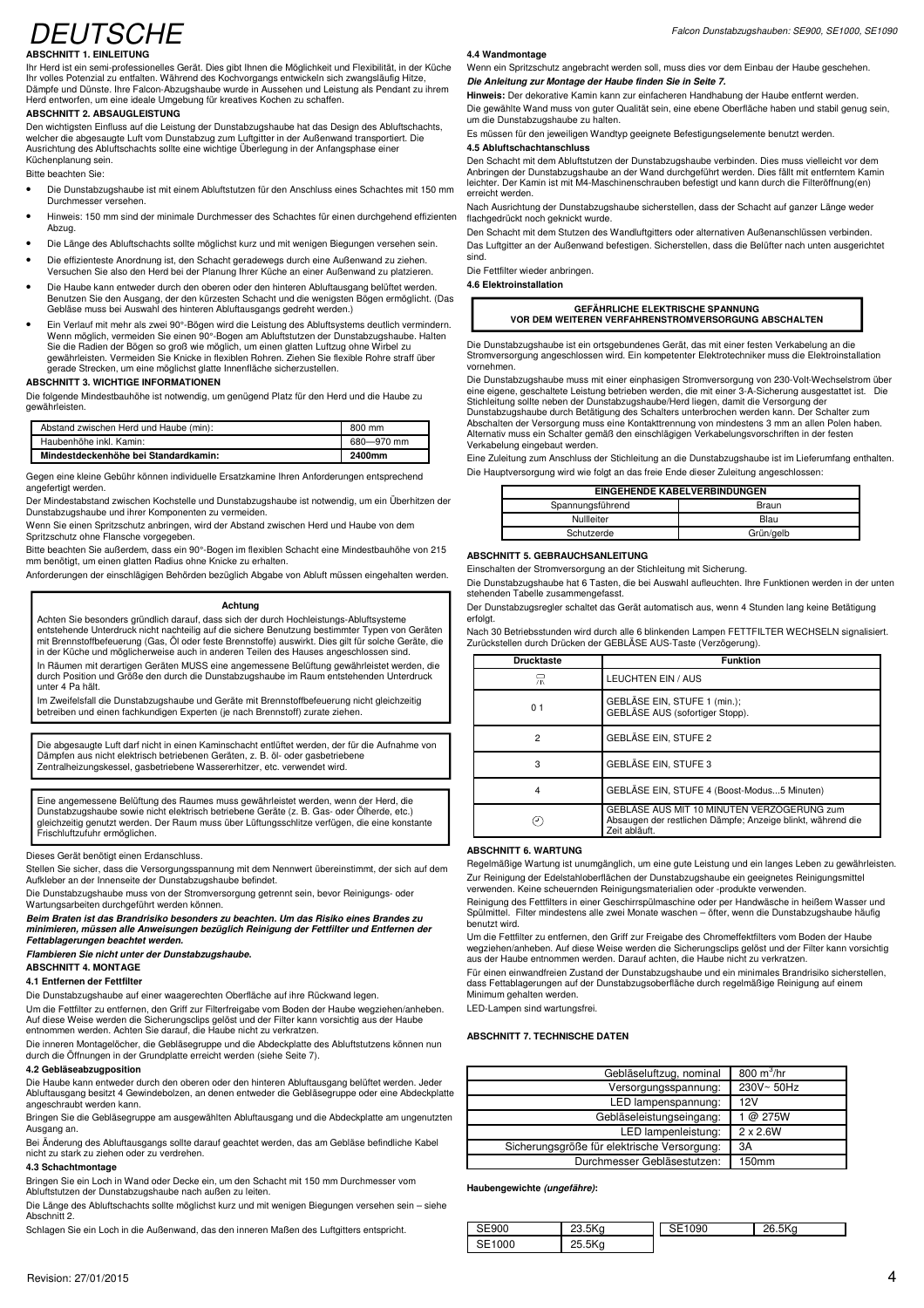# DEUTSCHE

### ABSCHNITT 1. EINLEITUNG

Ihr Herd ist ein semi-professionelles Gerät. Dies gibt Ihnen die Möglichkeit und Flexibilität, in der Küche Ihr volles Potenzial zu entfalten. Während des Kochvorgangs entwickeln sich zwangsläufig Hitze, Dämpfe und Dünste. Ihre Falcon-Abzugshaube wurde in Aussehen und Leistung als Pendant zu ihrem Herd entworfen, um eine ideale Umgebung für kreatives Kochen zu schaffen.

### ABSCHNITT 2. ABSAUGLEISTUNG

Den wichtigsten Einfluss auf die Leistung der Dunstabzugshaube hat das Design des Abluftschachts, welcher die abgesaugte Luft vom Dunstabzug zum Luftgitter in der Außenwand transportiert. Die Ausrichtung des Abluftschachts sollte eine wichtige Überlegung in der Anfangsphase einer Küchenplanung sein.

Bitte beachten Sie:

- Die Dunstabzugshaube ist mit einem Abluftstutzen für den Anschluss eines Schachtes mit 150 mm Durchmesser versehen.
- Hinweis: 150 mm sind der minimale Durchmesser des Schachtes für einen durchgehend effizienten Abzug.
- Die Länge des Abluftschachts sollte möglichst kurz und mit wenigen Biegungen versehen sein.
- Die effizienteste Anordnung ist, den Schacht geradewegs durch eine Außenwand zu ziehen. Versuchen Sie also den Herd bei der Planung Ihrer Küche an einer Außenwand zu platzieren.
- Die Haube kann entweder durch den oberen oder den hinteren Abluftausgang belüftet werden. Benutzen Sie den Ausgang, der den kürzesten Schacht und die wenigsten Bögen ermöglicht. (Das Gebläse muss bei Auswahl des hinteren Abluftausgangs gedreht werden.)
- Ein Verlauf mit mehr als zwei 90°-Bögen wird die Leistung des Abluftsystems deutlich vermindern. Wenn möglich, vermeiden Sie einen 90°-Bogen am Abluftstutzen der Dunstabzugshaube. Halten Sie die Radien der Bögen so groß wie möglich, um einen glatten Luftzug ohne Wirbel zu gewährleisten. Vermeiden Sie Knicke in flexiblen Rohren. Ziehen Sie flexible Rohre straff über gerade Strecken, um eine möglichst glatte Innenfläche sicherzustellen.

### ABSCHNITT 3. WICHTIGE INFORMATIONEN

Die folgende Mindestbauhöhe ist notwendig, um genügend Platz für den Herd und die Haube zu gewährleisten.

| Abstand zwischen Herd und Haube (min): | 800 mm |
|---|---|
| Haubenhöhe inkl. Kamin: | 680—970 mm |
| **Mindestdeckenhöhe bei Standardkamin:** | **2400mm** |

Gegen eine kleine Gebühr können individuelle Ersatzkamine Ihren Anforderungen entsprechend angefertigt werden.

Der Mindestabstand zwischen Kochstelle und Dunstabzugshaube ist notwendig, um ein Überhitzen der Dunstabzugshaube und ihrer Komponenten zu vermeiden.

Wenn Sie einen Spritzschutz anbringen, wird der Abstand zwischen Herd und Haube von dem Spritzschutz ohne Flansche vorgegeben.

Bitte beachten Sie außerdem, dass ein 90°-Bogen im flexiblen Schacht eine Mindestbauhöhe von 215 mm benötigt, um einen glatten Radius ohne Knicke zu erhalten.

Anforderungen der einschlägigen Behörden bezüglich Abgabe von Abluft müssen eingehalten werden.

> **Achtung**
>
> Achten Sie besonders gründlich darauf, dass sich der durch Hochleistungs-Abluftsysteme entstehende Unterdruck nicht nachteilig auf die sichere Benutzung bestimmter Typen von Geräten mit Brennstoffbefeuerung (Gas, Öl oder feste Brennstoffe) auswirkt. Dies gilt für solche Geräte, die in der Küche und möglicherweise auch in anderen Teilen des Hauses angeschlossen sind.
>
> In Räumen mit derartigen Geräten MUSS eine angemessene Belüftung gewährleistet werden, die durch Position und Größe den durch die Dunstabzugshaube im Raum entstehenden Unterdruck unter 4 Pa hält.
>
> Im Zweifelsfall die Dunstabzugshaube und Geräte mit Brennstoffbefeuerung nicht gleichzeitig betreiben und einen fachkundigen Experten (je nach Brennstoff) zurate ziehen.

> Die abgesaugte Luft darf nicht in einen Kaminschacht entlüftet werden, der für die Aufnahme von Dämpfen aus nicht elektrisch betriebenen Geräten, z. B. öl- oder gasbetriebene Zentralheizungskessel, gasbetriebene Wassererhitzer, etc. verwendet wird.

> Eine angemessene Belüftung des Raumes muss gewährleistet werden, wenn der Herd, die Dunstabzugshaube sowie nicht elektrisch betriebene Geräte (z. B. Gas- oder Ölherde, etc.) gleichzeitig genutzt werden. Der Raum muss über Lüftungsschlitze verfügen, die eine konstante Frischluftzufuhr ermöglichen.

Dieses Gerät benötigt einen Erdanschluss.

Stellen Sie sicher, dass die Versorgungsspannung mit dem Nennwert übereinstimmt, der sich auf dem Aufkleber an der Innenseite der Dunstabzugshaube befindet.

Die Dunstabzugshaube muss von der Stromversorgung getrennt sein, bevor Reinigungs- oder Wartungsarbeiten durchgeführt werden können.

***Beim Braten ist das Brandrisiko besonders zu beachten. Um das Risiko eines Brandes zu minimieren, müssen alle Anweisungen bezüglich Reinigung der Fettfilter und Entfernen der Fettablagerungen beachtet werden.***

***Flambieren Sie nicht unter der Dunstabzugshaube.***

### ABSCHNITT 4. MONTAGE

#### 4.1 Entfernen der Fettfilter

Die Dunstabzugshaube auf einer waagerechten Oberfläche auf ihre Rückwand legen.

Um die Fettfilter zu entfernen, den Griff zur Filterfreigabe vom Boden der Haube wegziehen/anheben. Auf diese Weise werden die Sicherungsclips gelöst und der Filter kann vorsichtig aus der Haube entnommen werden. Achten Sie darauf, die Haube nicht zu verkratzen.

Die inneren Montagelöcher, die Gebläsegruppe und die Abdeckplatte des Abluftstutzens können nun durch die Öffnungen in der Grundplatte erreicht werden (siehe Seite 7).

#### 4.2 Gebläseabzugposition

Die Haube kann entweder durch den oberen oder den hinteren Abluftausgang belüftet werden. Jeder Abluftausgang besitzt 4 Gewindebolzen, an denen entweder die Gebläsegruppe oder eine Abdeckplatte angeschraubt werden kann.

Bringen Sie die Gebläsegruppe am ausgewählten Abluftausgang und die Abdeckplatte am ungenutzten Ausgang an.

Bei Änderung des Abluftausgangs sollte darauf geachtet werden, das am Gebläse befindliche Kabel nicht zu stark zu ziehen oder zu verdrehen.

#### 4.3 Schachtmontage

Bringen Sie ein Loch in Wand oder Decke ein, um den Schacht mit 150 mm Durchmesser vom Abluftstutzen der Dunstabzugshaube nach außen zu leiten.

Die Länge des Abluftschachts sollte möglichst kurz und mit wenigen Biegungen versehen sein – siehe Abschnitt 2.

Schlagen Sie ein Loch in die Außenwand, das den inneren Maßen des Luftgitters entspricht.

#### 4.4 Wandmontage

Wenn ein Spritzschutz angebracht werden soll, muss dies vor dem Einbau der Haube geschehen.

***Die Anleitung zur Montage der Haube finden Sie in Seite 7.***

**Hinweis:** Der dekorative Kamin kann zur einfacheren Handhabung der Haube entfernt werden.

Die gewählte Wand muss von guter Qualität sein, eine ebene Oberfläche haben und stabil genug sein, um die Dunstabzugshaube zu halten.

Es müssen für den jeweiligen Wandtyp geeignete Befestigungselemente benutzt werden.

#### 4.5 Abluftschachtanschluss

Den Schacht mit dem Abluftstutzen der Dunstabzugshaube verbinden. Dies muss vielleicht vor dem Anbringen der Dunstabzugshaube an der Wand durchgeführt werden. Dies fällt mit entferntem Kamin leichter. Der Kamin ist mit M4-Maschinenschrauben befestigt und kann durch die Filteröffnung(en) erreicht werden.

Nach Ausrichtung der Dunstabzugshaube sicherstellen, dass der Schacht auf ganzer Länge weder flachgedrückt noch geknickt wurde.

Den Schacht mit dem Stutzen des Wandluftgitters oder alternativen Außenanschlüssen verbinden.

Das Luftgitter an der Außenwand befestigen. Sicherstellen, dass die Belüfter nach unten ausgerichtet sind.

Die Fettfilter wieder anbringen.

#### 4.6 Elektroinstallation

> **GEFÄHRLICHE ELEKTRISCHE SPANNUNG**
> **VOR DEM WEITEREN VERFAHRENSTROMVERSORGUNG ABSCHALTEN**

Die Dunstabzugshaube ist ein ortsgebundenes Gerät, das mit einer festen Verkabelung an die Stromversorgung angeschlossen wird. Ein kompetenter Elektrotechniker muss die Elektroinstallation vornehmen.

Die Dunstabzugshaube muss mit einer einphasigen Stromversorgung von 230-Volt-Wechselstrom über eine eigene, geschaltete Leitung betrieben werden, die mit einer 3-A-Sicherung ausgestattet ist. Die Stichleitung sollte neben der Dunstabzugshaube/Herd liegen, damit die Versorgung der Dunstabzugshaube durch Betätigung des Schalters unterbrochen werden kann. Der Schalter zum Abschalten der Versorgung muss eine Kontakttrennung von mindestens 3 mm an allen Polen haben. Alternativ muss ein Schalter gemäß den einschlägigen Verkabelungsvorschriften in der festen Verkabelung eingebaut werden.

Eine Zuleitung zum Anschluss der Stichleitung an die Dunstabzugshaube ist im Lieferumfang enthalten.

Die Hauptversorgung wird wie folgt an das freie Ende dieser Zuleitung angeschlossen:

| EINGEHENDE KABELVERBINDUNGEN | |
|---|---|
| Spannungsführend | Braun |
| Nullleiter | Blau |
| Schutzerde | Grün/gelb |

### ABSCHNITT 5. GEBRAUCHSANLEITUNG

Einschalten der Stromversorgung an der Stichleitung mit Sicherung.

Die Dunstabzugshaube hat 6 Tasten, die bei Auswahl aufleuchten. Ihre Funktionen werden in der unten stehenden Tabelle zusammengefasst.

Der Dunstabzugsregler schaltet das Gerät automatisch aus, wenn 4 Stunden lang keine Betätigung erfolgt.

Nach 30 Betriebsstunden wird durch alle 6 blinkenden Lampen FETTFILTER WECHSELN signalisiert. Zurückstellen durch Drücken der GEBLÄSE AUS-Taste (Verzögerung).

| Drucktaste | Funktion |
|---|---|
| (Leuchten-Symbol) | LEUCHTEN EIN / AUS |
| 0 1 | GEBLÄSE EIN, STUFE 1 (min.); GEBLÄSE AUS (sofortiger Stopp). |
| 2 | GEBLÄSE EIN, STUFE 2 |
| 3 | GEBLÄSE EIN, STUFE 3 |
| 4 | GEBLÄSE EIN, STUFE 4 (Boost-Modus...5 Minuten) |
| (Uhr-Symbol) | GEBLÄSE AUS MIT 10 MINUTEN VERZÖGERUNG zum Absaugen der restlichen Dämpfe; Anzeige blinkt, während die Zeit abläuft. |

### ABSCHNITT 6. WARTUNG

Regelmäßige Wartung ist unumgänglich, um eine gute Leistung und ein langes Leben zu gewährleisten.

Zur Reinigung der Edelstahloberflächen der Dunstabzugshaube ein geeignetes Reinigungsmittel verwenden. Keine scheuernden Reinigungsmaterialien oder -produkte verwenden.

Reinigung des Fettfilters in einer Geschirrspülmaschine oder per Handwäsche in heißem Wasser und Spülmittel. Filter mindestens alle zwei Monate waschen – öfter, wenn die Dunstabzugshaube häufig benutzt wird.

Um die Fettfilter zu entfernen, den Griff zur Freigabe des Chromeffektfilters vom Boden der Haube wegziehen/anheben. Auf diese Weise werden die Sicherungsclips gelöst und der Filter kann vorsichtig aus der Haube entnommen werden. Darauf achten, die Haube nicht zu verkratzen.

Für einen einwandfreien Zustand der Dunstabzugshaube und ein minimales Brandrisiko sicherstellen, dass Fettablagerungen auf der Dunstabzugsoberfläche durch regelmäßige Reinigung auf einem Minimum gehalten werden.

LED-Lampen sind wartungsfrei.

### ABSCHNITT 7. TECHNISCHE DATEN

| | |
|---|---|
| Gebläseluftzug, nominal | 800 $m^3$/hr |
| Versorgungsspannung: | 230V~ 50Hz |
| LED lampenspannung: | 12V |
| Gebläseleistungseingang: | 1 @ 275W |
| LED lampenleistung: | 2 x 2.6W |
| Sicherungsgröße für elektrische Versorgung: | 3A |
| Durchmesser Gebläsestutzen: | 150mm |

**Haubengewichte *(ungefähre)*:**

| | | | |
|---|---|---|---|
| SE900 | 23.5Kg | SE1090 | 26.5Kg |
| SE1000 | 25.5Kg | | |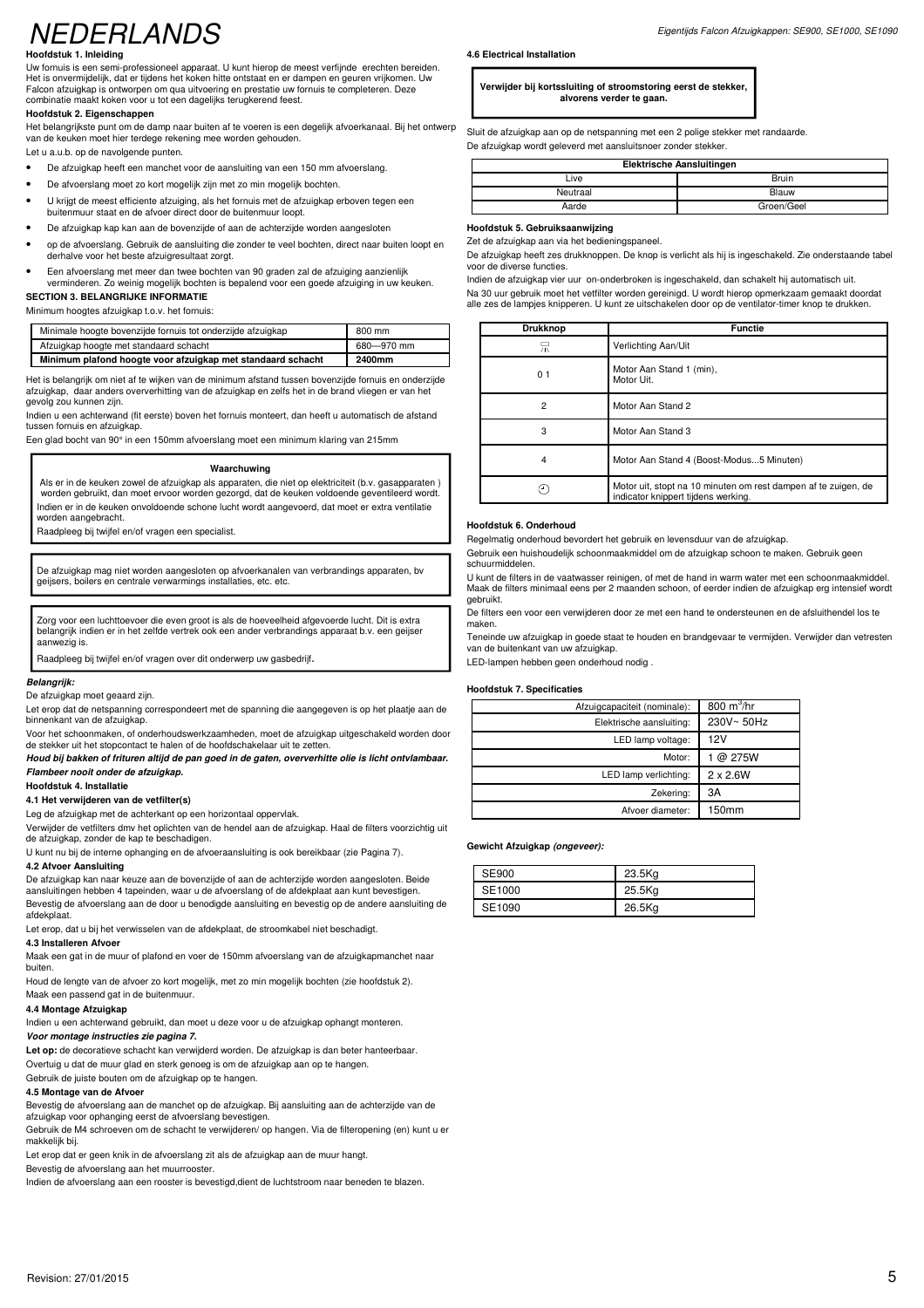# NEDERLANDS

**Hoofdstuk 1. Inleiding**

Uw fornuis is een semi-professioneel apparaat. U kunt hierop de meest verfijnde erechten bereiden. Het is onvermijdelijk, dat er tijdens het koken hitte ontstaat en er dampen en geuren vrijkomen. Uw Falcon afzuigkap is ontworpen om qua uitvoering en prestatie uw fornuis te completeren. Deze combinatie maakt koken voor u tot een dagelijks terugkerend feest.

**Hoofdstuk 2. Eigenschappen**

Het belangrijkste punt om de damp naar buiten af te voeren is een degelijk afvoerkanaal. Bij het ontwerp van de keuken moet hier terdege rekening mee worden gehouden.

Let u a.u.b. op de navolgende punten.

- De afzuigkap heeft een manchet voor de aansluiting van een 150 mm afvoerslang.
- De afvoerslang moet zo kort mogelijk zijn met zo min mogelijk bochten.
- U krijgt de meest efficiente afzuiging, als het fornuis met de afzuigkap erboven tegen een buitenmuur staat en de afvoer direct door de buitenmuur loopt.
- De afzuigkap kap kan aan de bovenzijde of aan de achterzijde worden aangesloten
- op de afvoerslang. Gebruik de aansluiting die zonder te veel bochten, direct naar buiten loopt en derhalve voor het beste afzuigresultaat zorgt.
- Een afvoerslang met meer dan twee bochten van 90 graden zal de afzuiging aanzienlijk verminderen. Zo weinig mogelijk bochten is bepalend voor een goede afzuiging in uw keuken.

**SECTION 3. BELANGRIJKE INFORMATIE**

Minimum hoogtes afzuigkap t.o.v. het fornuis:

| | |
|---|---|
| Minimale hoogte bovenzijde fornuis tot onderzijde afzuigkap | 800 mm |
| Afzuigkap hoogte met standaard schacht | 680—970 mm |
| **Minimum plafond hoogte voor afzuigkap met standaard schacht** | **2400mm** |

Het is belangrijk om niet af te wijken van de minimum afstand tussen bovenzijde fornuis en onderzijde afzuigkap, daar anders oververhitting van de afzuigkap en zelfs het in de brand vliegen er van het gevolg zou kunnen zijn.

Indien u een achterwand (fit eerste) boven het fornuis monteert, dan heeft u automatisch de afstand tussen fornuis en afzuigkap.

Een glad bocht van 90° in een 150mm afvoerslang moet een minimum klaring van 215mm

**Waarschuwing**

Als er in de keuken zowel de afzuigkap als apparaten, die niet op elektriciteit (b.v. gasapparaten) worden gebruikt, dan moet ervoor worden gezorgd, dat de keuken voldoende geventileerd wordt.

Indien er in de keuken onvoldoende schone lucht wordt aangevoerd, dat moet er extra ventilatie worden aangebracht.

Raadpleeg bij twijfel en/of vragen een specialist.

De afzuigkap mag niet worden aangesloten op afvoerkanalen van verbrandings apparaten, bv geijsers, boilers en centrale verwarmings installaties, etc. etc.

Zorg voor een luchttoevoer die even groot is als de hoeveelheid afgevoerde lucht. Dit is extra belangrijk indien er in het zelfde vertrek ook een ander verbrandings apparaat b.v. een geijser aanwezig is.

Raadpleeg bij twijfel en/of vragen over dit onderwerp uw gasbedrijf.

***Belangrijk:***

De afzuigkap moet geaard zijn.

Let erop dat de netspanning correspondeert met de spanning die aangegeven is op het plaatje aan de binnenkant van de afzuigkap.

Voor het schoonmaken, of onderhoudswerkzaamheden, moet de afzuigkap uitgeschakeld worden door de stekker uit het stopcontact te halen of de hoofdschakelaar uit te zetten.

***Houd bij bakken of frituren altijd de pan goed in de gaten, oververhitte olie is licht ontvlambaar. Flambeer nooit onder de afzuigkap.***

**Hoofdstuk 4. Installatie**

**4.1 Het verwijderen van de vetfilter(s)**

Leg de afzuigkap met de achterkant op een horizontaal oppervlak.

Verwijder de vetfilters dmv het oplichten van de hendel aan de afzuigkap. Haal de filters voorzichtig uit de afzuigkap, zonder de kap te beschadigen.

U kunt nu bij de interne ophanging en de afvoeraansluiting is ook bereikbaar (zie Pagina 7).

**4.2 Afvoer Aansluiting**

De afzuigkap kan naar keuze aan de bovenzijde of aan de achterzijde worden aangesloten. Beide aansluitingen hebben 4 tapeinden, waar u de afvoerslang of de afdekplaat aan kunt bevestigen.

Bevestig de afvoerslang aan de door u benodigde aansluiting en bevestig op de andere aansluiting de afdekplaat.

Let erop, dat u bij het verwisselen van de afdekplaat, de stroomkabel niet beschadigt.

**4.3 Installeren Afvoer**

Maak een gat in de muur of plafond en voer de 150mm afvoerslang van de afzuigkapmanchet naar buiten.

Houd de lengte van de afvoer zo kort mogelijk, met zo min mogelijk bochten (zie hoofdstuk 2).

Maak een passend gat in de buitenmuur.

**4.4 Montage Afzuigkap**

Indien u een achterwand gebruikt, dan moet u deze voor u de afzuigkap ophangt monteren.

***Voor montage instructies zie pagina 7.***

**Let op:** de decoratieve schacht kan verwijderd worden. De afzuigkap is dan beter hanteerbaar.

Overtuig u dat de muur glad en sterk genoeg is om de afzuigkap aan op te hangen.

Gebruik de juiste bouten om de afzuigkap op te hangen.

**4.5 Montage van de Afvoer**

Bevestig de afvoerslang aan de manchet op de afzuigkap. Bij aansluiting aan de achterzijde van de afzuigkap voor ophanging eerst de afvoerslang bevestigen.

Gebruik de M4 schroeven om de schacht te verwijderen/ op hangen. Via de filteropening (en) kunt u er makkelijk bij.

Let erop dat er geen knik in de afvoerslang zit als de afzuigkap aan de muur hangt.

Bevestig de afvoerslang aan het muurrooster.

Indien de afvoerslang aan een rooster is bevestigd,dient de luchtstroom naar beneden te blazen.

**4.6 Electrical Installation**

**Verwijder bij kortssluiting of stroomstoring eerst de stekker, alvorens verder te gaan.**

Sluit de afzuigkap aan op de netspanning met een 2 polige stekker met randaarde.

De afzuigkap wordt geleverd met aansluitsnoer zonder stekker.

| Elektrische Aansluitingen | |
|---|---|
| Live | Bruin |
| Neutraal | Blauw |
| Aarde | Groen/Geel |

**Hoofdstuk 5. Gebruiksaanwijzing**

Zet de afzuigkap aan via het bedieningspaneel.

De afzuigkap heeft zes drukknoppen. De knop is verlicht als hij is ingeschakeld. Zie onderstaande tabel voor de diverse functies.

Indien de afzuigkap vier uur on-onderbroken is ingeschakeld, dan schakelt hij automatisch uit.

Na 30 uur gebruik moet het vetfilter worden gereinigd. U wordt hierop opmerkzaam gemaakt doordat alle zes de lampjes knipperen. U kunt ze uitschakelen door op de ventilator-timer knop te drukken.

| Drukknop | Functie |
|---|---|
| (lamp) | Verlichting Aan/Uit |
| 0 1 | Motor Aan Stand 1 (min), Motor Uit. |
| 2 | Motor Aan Stand 2 |
| 3 | Motor Aan Stand 3 |
| 4 | Motor Aan Stand 4 (Boost-Modus...5 Minuten) |
| (timer) | Motor uit, stopt na 10 minuten om rest dampen af te zuigen, de indicator knippert tijdens werking. |

**Hoofdstuk 6. Onderhoud**

Regelmatig onderhoud bevordert het gebruik en levensduur van de afzuigkap.

Gebruik een huishoudelijk schoonmaakmiddel om de afzuigkap schoon te maken. Gebruik geen schuurmiddelen.

U kunt de filters in de vaatwasser reinigen, of met de hand in warm water met een schoonmaakmiddel. Maak de filters minimaal eens per 2 maanden schoon, of eerder indien de afzuigkap erg intensief wordt gebruikt.

De filters een voor een verwijderen door ze met een hand te ondersteunen en de afsluithendel los te maken.

Teneinde uw afzuigkap in goede staat te houden en brandgevaar te vermijden. Verwijder dan vetresten van de buitenkant van uw afzuigkap.

LED-lampen hebben geen onderhoud nodig .

**Hoofdstuk 7. Specificaties**

| | |
|---|---|
| Afzuigcapaciteit (nominale): | 800 $m^3$/hr |
| Elektrische aansluiting: | 230V~ 50Hz |
| LED lamp voltage: | 12V |
| Motor: | 1 @ 275W |
| LED lamp verlichting: | 2 x 2.6W |
| Zekering: | 3A |
| Afvoer diameter: | 150mm |

**Gewicht Afzuigkap *(ongeveer):***

| | |
|---|---|
| SE900 | 23.5Kg |
| SE1000 | 25.5Kg |
| SE1090 | 26.5Kg |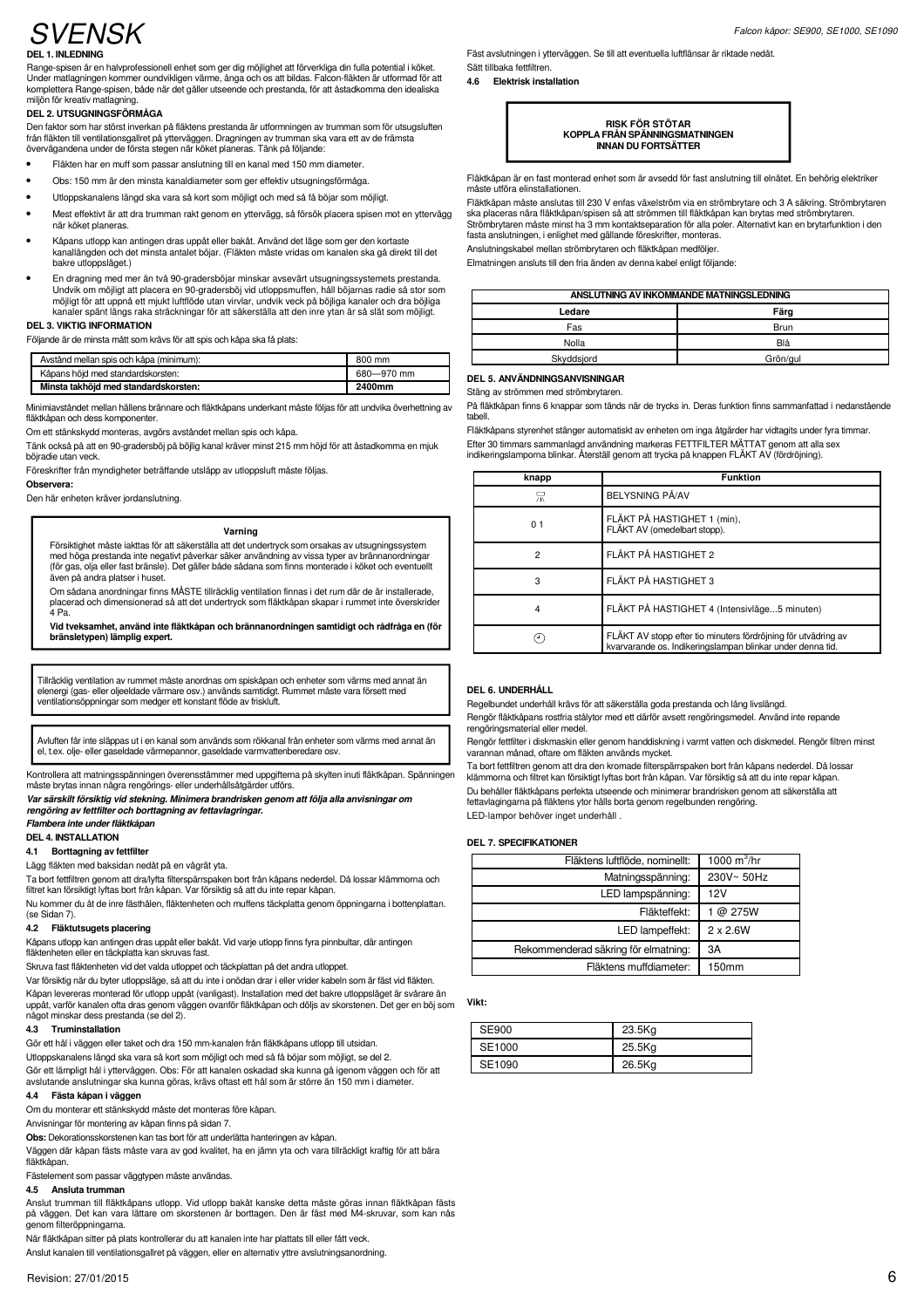# SVENSK

## DEL 1. INLEDNING

Range-spisen är en halvprofessionell enhet som ger dig möjlighet att förverkliga din fulla potential i köket. Under matlagningen kommer oundvikligen värme, ånga och os att bildas. Falcon-fläkten är utformad för att komplettera Range-spisen, både när det gäller utseende och prestanda, för att åstadkomma den idealiska miljön för kreativ matlagning.

## DEL 2. UTSUGNINGSFÖRMÅGA

Den faktor som har störst inverkan på fläktens prestanda är utformningen av trumman som för utsugsluften från fläkten till ventilationsgallret på ytterväggen. Dragningen av trumman ska vara ett av de främsta övervägandena under de första stegen när köket planeras. Tänk på följande:

- Fläkten har en muff som passar anslutning till en kanal med 150 mm diameter.
- Obs: 150 mm är den minsta kanaldiameter som ger effektiv utsugningsförmåga.
- Utloppskanalens längd ska vara så kort som möjligt och med så få böjar som möjligt.
- Mest effektivt är att dra trumman rakt genom en yttervägg, så försök placera spisen mot en yttervägg när köket planeras.
- Kåpans utlopp kan antingen dras uppåt eller bakåt. Använd det läge som ger den kortaste kanallängden och det minsta antalet böjar. (Fläkten måste vridas om kanalen ska gå direkt till det bakre utloppsläget.)
- En dragning med mer än två 90-gradersböjar minskar avsevärt utsugningssystemets prestanda. Undvik om möjligt att placera en 90-gradersböj vid utloppsmuffen, håll böjarnas radie så stor som möjligt för att uppnå ett mjukt luftflöde utan virvlar, undvik veck på böjliga kanaler och dra böjliga kanaler spänt längs raka sträckningar för att säkerställa att den inre ytan är så slät som möjligt.

## DEL 3. VIKTIG INFORMATION

Följande är de minsta mått som krävs för att spis och kåpa ska få plats:

| | |
|---|---|
| Avstånd mellan spis och kåpa (minimum): | 800 mm |
| Kåpans höjd med standardskorsten: | 680—970 mm |
| **Minsta takhöjd med standardskorsten:** | **2400mm** |

Minimiavståndet mellan hällens brännare och fläktkåpans underkant måste följas för att undvika överhettning av fläktkåpan och dess komponenter.

Om ett stänkskydd monteras, avgörs avståndet mellan spis och kåpa.

Tänk också på att en 90-gradersböj på böjlig kanal kräver minst 215 mm höjd för att åstadkomma en mjuk böjradie utan veck.

Föreskrifter från myndigheter beträffande utsläpp av utloppsluft måste följas.

**Observera:**

Den här enheten kräver jordanslutning.

> **Varning**
>
> Försiktighet måste iakttas för att säkerställa att det undertryck som orsakas av utsugningssystem med höga prestanda inte negativt påverkar säker användning av vissa typer av brännanordningar (för gas, olja eller fast bränsle). Det gäller både sådana som finns monterade i köket och eventuellt även på andra platser i huset.
>
> Om sådana anordningar finns MÅSTE tillräcklig ventilation finnas i det rum där de är installerade, placerad och dimensionerad så att det undertryck som fläktkåpan skapar i rummet inte överskrider 4 Pa.
>
> **Vid tveksamhet, använd inte fläktkåpan och brännanordningen samtidigt och rådfråga en (för bränsletypen) lämplig expert.**

> Tillräcklig ventilation av rummet måste anordnas om spiskåpan och enheter som värms med annat än elenergi (gas- eller oljeeldade värmare osv.) används samtidigt. Rummet måste vara försett med ventilationsöppningar som medger ett konstant flöde av friskluft.

> Avluften får inte släppas ut i en kanal som används som rökkanal från enheter som värms med annat än el, t.ex. olje- eller gaseldade värmepannor, gaseldade varmvattenberedare osv.

Kontrollera att matningsspänningen överensstämmer med uppgifterna på skylten inuti fläktkåpan. Spänningen måste brytas innan några rengörings- eller underhållsåtgärder utförs.

***Var särskilt försiktig vid stekning. Minimera brandrisken genom att följa alla anvisningar om rengöring av fettfilter och borttagning av fettavlagringar.***

***Flambera inte under fläktkåpan***

## DEL 4. INSTALLATION

### 4.1 Borttagning av fettfilter

Lägg fläkten med baksidan nedåt på en vågrät yta.

Ta bort fettfiltren genom att dra/lyfta filterspärrspaken bort från kåpans nederdel. Då lossar klämmorna och filtret kan försiktigt lyftas bort från kåpan. Var försiktig så att du inte repar kåpan.

Nu kommer du åt de inre fästhålen, fläktenheten och muffens täckplatta genom öppningarna i bottenplattan. (se Sidan 7).

### 4.2 Fläktutsugets placering

Kåpans utlopp kan antingen dras uppåt eller bakåt. Vid varje utlopp finns fyra pinnbultar, där antingen fläktenheten eller en täckplatta kan skruvas fast.

Skruva fast fläktenheten vid det valda utloppet och täckplattan på det andra utloppet.

Var försiktig när du byter utloppsläge, så att du inte i onödan drar i eller vrider kabeln som är fäst vid fläkten.

Kåpan levereras monterad för utlopp uppåt (vanligast). Installation med det bakre utloppsläget är svårare än uppåt, varför kanalen ofta dras genom väggen ovanför fläktkåpan och döljs av skorstenen. Det ger en böj som något minskar dess prestanda (se del 2).

### 4.3 Truminstallation

Gör ett hål i väggen eller taket och dra 150 mm-kanalen från fläktkåpans utlopp till utsidan.

Utloppskanalens längd ska vara så kort som möjligt och med så få böjar som möjligt, se del 2.

Gör ett lämpligt hål i ytterväggen. Obs: För att kanalen oskadad ska kunna gå igenom väggen och för att avslutande anslutningar ska kunna göras, krävs oftast ett hål som är större än 150 mm i diameter.

### 4.4 Fästa kåpan i väggen

Om du monterar ett stänkskydd måste det monteras före kåpan.

Anvisningar för montering av kåpan finns på sidan 7.

**Obs:** Dekorationsskorstenen kan tas bort för att underlätta hanteringen av kåpan.

Väggen där kåpan fästs måste vara av god kvalitet, ha en jämn yta och vara tillräckligt kraftig för att bära fläktkåpan.

Fästelement som passar väggtypen måste användas.

### 4.5 Ansluta trumman

Anslut trumman till fläktkåpans utlopp. Vid utlopp bakåt kanske detta måste göras innan fläktkåpan fästs på väggen. Det kan vara lättare om skorstenen är borttagen. Den är fäst med M4-skruvar, som kan nås genom filteröppningarna.

När fläktkåpan sitter på plats kontrollerar du att kanalen inte har plattats till eller fått veck.

Anslut kanalen till ventilationsgallret på väggen, eller en alternativ yttre avslutningsanordning.

Fäst avslutningen i ytterväggen. Se till att eventuella luftflänsar är riktade nedåt.

Sätt tillbaka fettfiltren.

### 4.6 Elektrisk installation

> **RISK FÖR STÖTAR**
> **KOPPLA FRÅN SPÄNNINGSMATNINGEN**
> **INNAN DU FORTSÄTTER**

Fläktkåpan är en fast monterad enhet som är avsedd för fast anslutning till elnätet. En behörig elektriker måste utföra elinstallationen.

Fläktkåpan måste anslutas till 230 V enfas växelström via en strömbrytare och 3 A säkring. Strömbrytaren ska placeras nära fläktkåpan/spisen så att strömmen till fläktkåpan kan brytas med strömbrytaren. Strömbrytaren måste minst ha 3 mm kontaktseparation för alla poler. Alternativt kan en brytarfunktion i den fasta anslutningen, i enlighet med gällande föreskrifter, monteras.

Anslutningskabel mellan strömbrytaren och fläktkåpan medföljer.

Elmatningen ansluts till den fria änden av denna kabel enligt följande:

| ANSLUTNING AV INKOMMANDE MATNINGSLEDNING | |
|---|---|
| **Ledare** | **Färg** |
| Fas | Brun |
| Nolla | Blå |
| Skyddsjord | Grön/gul |

## DEL 5. ANVÄNDNINGSANVISNINGAR

Stäng av strömmen med strömbrytaren.

På fläktkåpan finns 6 knappar som tänds när de trycks in. Deras funktion finns sammanfattad i nedanstående tabell.

Fläktkåpans styrenhet stänger automatiskt av enheten om inga åtgärder har vidtagits under fyra timmar.

Efter 30 timmars sammanlagd användning markeras FETTFILTER MÄTTAT genom att alla sex indikeringslamporna blinkar. Återställ genom att trycka på knappen FLÄKT AV (fördröjning).

| knapp | Funktion |
|---|---|
| (lampsymbol) | BELYSNING PÅ/AV |
| 0 1 | FLÄKT PÅ HASTIGHET 1 (min), FLÄKT AV (omedelbart stopp). |
| 2 | FLÄKT PÅ HASTIGHET 2 |
| 3 | FLÄKT PÅ HASTIGHET 3 |
| 4 | FLÄKT PÅ HASTIGHET 4 (Intensivläge...5 minuten) |
| (klocksymbol) | FLÄKT AV stopp efter tio minuters fördröjning för utvädring av kvarvarande os. Indikeringslampan blinkar under denna tid. |

## DEL 6. UNDERHÅLL

Regelbundet underhåll krävs för att säkerställa goda prestanda och lång livslängd.

Rengör fläktkåpans rostfria stålytor med ett därför avsett rengöringsmedel. Använd inte repande rengöringsmaterial eller medel.

Rengör fettfilter i diskmaskin eller genom handdiskning i varmt vatten och diskmedel. Rengör filtren minst varannan månad, oftare om fläkten används mycket.

Ta bort fettfiltren genom att dra den kromade filterspärrspaken bort från kåpans nederdel. Då lossar klämmorna och filtret kan försiktigt lyftas bort från kåpan. Var försiktig så att du inte repar kåpan.

Du behåller fläktkåpans perfekta utseende och minimerar brandrisken genom att säkerställa att fettavlagingarna på fläktens ytor hålls borta genom regelbunden rengöring.

LED-lampor behöver inget underhåll .

## DEL 7. SPECIFIKATIONER

| | |
|---|---|
| Fläktens luftflöde, nominellt: | 1000 $m^3$/hr |
| Matningsspänning: | 230V~ 50Hz |
| LED lampspänning: | 12V |
| Fläkteffekt: | 1 @ 275W |
| LED lampeffekt: | 2 x 2.6W |
| Rekommenderad säkring för elmatning: | 3A |
| Fläktens muffdiameter: | 150mm |

**Vikt:**

| | |
|---|---|
| SE900 | 23.5Kg |
| SE1000 | 25.5Kg |
| SE1090 | 26.5Kg |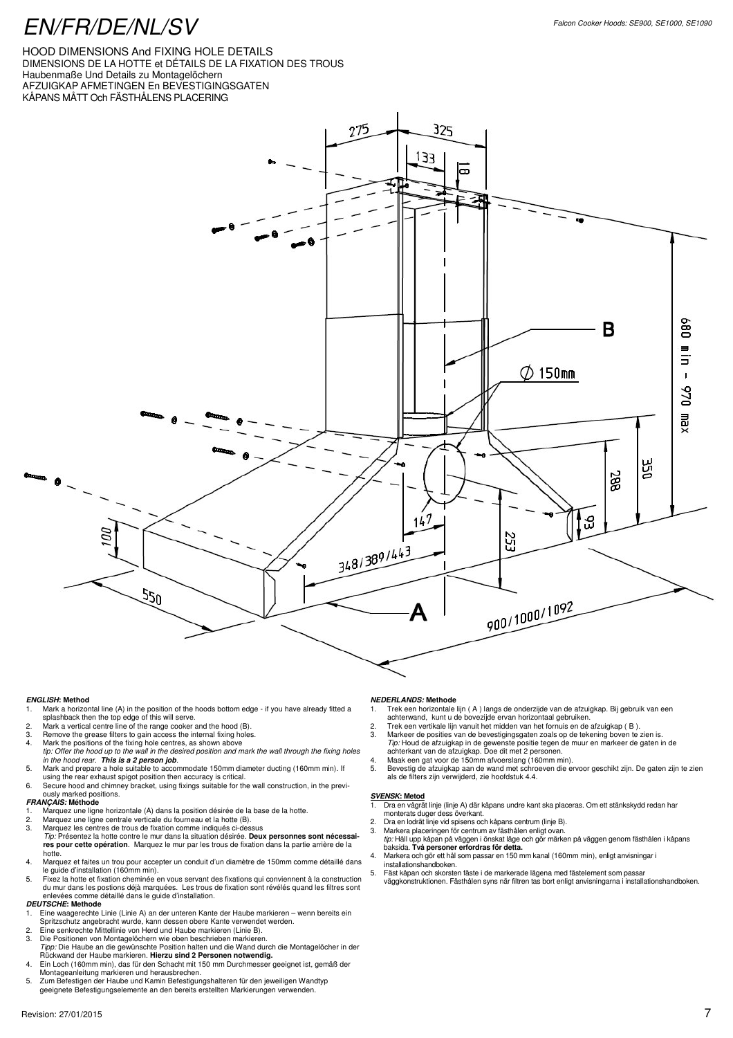# EN/FR/DE/NL/SV

HOOD DIMENSIONS And FIXING HOLE DETAILS
DIMENSIONS DE LA HOTTE et DÉTAILS DE LA FIXATION DES TROUS
Haubenmaße Und Details zu Montagelöchern
AFZUIGKAP AFMETINGEN En BEVESTIGINGSGATEN
KÅPANS MÅTT Och FÄSTHÅLENS PLACERING

275
325
133
18
B
Ø 150mm
680 min – 970 max
350
288
93
253
147
348/389/443
100
550
A
900/1000/1092

***ENGLISH*: Method**

1. Mark a horizontal line (A) in the position of the hoods bottom edge - if you have already fitted a splashback then the top edge of this will serve.
2. Mark a vertical centre line of the range cooker and the hood (B).
3. Remove the grease filters to gain access the internal fixing holes.
4. Mark the positions of the fixing hole centres, as shown above
   *tip: Offer the hood up to the wall in the desired position and mark the wall through the fixing holes in the hood rear.* ***This is a 2 person job***.
5. Mark and prepare a hole suitable to accommodate 150mm diameter ducting (160mm min). If using the rear exhaust spigot position then accuracy is critical.
6. Secure hood and chimney bracket, using fixings suitable for the wall construction, in the previously marked positions.

***FRANÇAIS*: Méthode**

1. Marquez une ligne horizontale (A) dans la position désirée de la base de la hotte.
2. Marquez une ligne centrale verticale du fourneau et la hotte (B).
3. Marquez les centres de trous de fixation comme indiqués ci-dessus
   *Tip:* Présentez la hotte contre le mur dans la situation désirée. **Deux personnes sont nécessaires pour cette opération**. Marquez le mur par les trous de fixation dans la partie arrière de la hotte.
4. Marquez et faites un trou pour accepter un conduit d'un diamètre de 150mm comme détaillé dans le guide d'installation (160mm min).
5. Fixez la hotte et fixation cheminée en vous servant des fixations qui conviennent à la construction du mur dans les postions déjà marquées. Les trous de fixation sont révélés quand les filtres sont enlevées comme détaillé dans le guide d'installation.

***DEUTSCHE*: Methode**

1. Eine waagerechte Linie (Linie A) an der unteren Kante der Haube markieren – wenn bereits ein Spritzschutz angebracht wurde, kann dessen obere Kante verwendet werden.
2. Eine senkrechte Mittellinie von Herd und Haube markieren (Linie B).
3. Die Positionen von Montagelöchern wie oben beschrieben markieren.
   *Tipp:* Die Haube an die gewünschte Position halten und die Wand durch die Montagelöcher in der Rückwand der Haube markieren. **Hierzu sind 2 Personen notwendig.**
4. Ein Loch (160mm min), das für den Schacht mit 150 mm Durchmesser geeignet ist, gemäß der Montageanleitung markieren und herausbrechen.
5. Zum Befestigen der Haube und Kamin Befestigungshalteren für den jeweiligen Wandtyp geeignete Befestigungselemente an den bereits erstellten Markierungen verwenden.

***NEDERLANDS:* Methode**

1. Trek een horizontale lijn ( A ) langs de onderzijde van de afzuigkap. Bij gebruik van een achterwand, kunt u de bovenzijde ervan horizontaal gebruiken.
2. Trek een vertikale lijn vanuit het midden van het fornuis en de afzuigkap ( B ).
3. Markeer de posities van de bevestigingsgaten zoals op de tekening boven te zien is.
   *Tip:* Houd de afzuigkap in de gewenste positie tegen de muur en markeer de gaten in de achterkant van de afzuigkap. Doe dit met 2 personen.
4. Maak een gat voor de 150mm afvoerslang (160mm min).
5. Bevestig de afzuigkap aan de wand met schroeven die ervoor geschikt zijn. De gaten zijn te zien als de filters zijn verwijderd, zie hoofdstuk 4.4.

***SVENSK*: Metod**

1. Dra en vågrät linje (linje A) där kåpans undre kant ska placeras. Om ett stänkskydd redan har monterats duger dess överkant.
2. Dra en lodrät linje vid spisens och kåpans centrum (linje B).
3. Markera placeringen för centrum av fästhålen enligt ovan.
   *tip:* Håll upp kåpan på väggen i önskat läge och gör märken på väggen genom fästhålen i kåpans baksida. **Två personer erfordras för detta.**
4. Markera och gör ett hål som passar en 150 mm kanal (160mm min), enligt anvisningar i installationshandboken.
5. Fäst kåpan och skorsten fäste i de markerade lägena med fästelement som passar väggkonstruktionen. Fästhålen syns när filtren tas bort enligt anvisningarna i installationshandboken.

Revision: 27/01/2015